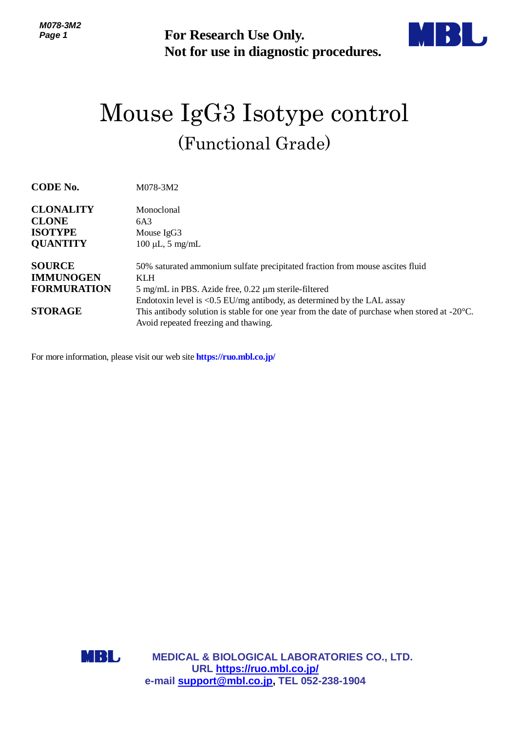**For Research Use Only.**
**Not for use in diagnostic procedures.**

# Mouse IgG3 Isotype control
## (Functional Grade)

| | |
|---|---|
| **CODE No.** | M078-3M2 |
| **CLONALITY** | Monoclonal |
| **CLONE** | 6A3 |
| **ISOTYPE** | Mouse IgG3 |
| **QUANTITY** | 100 µL, 5 mg/mL |
| **SOURCE** | 50% saturated ammonium sulfate precipitated fraction from mouse ascites fluid |
| **IMMUNOGEN** | KLH |
| **FORMURATION** | 5 mg/mL in PBS. Azide free, 0.22 µm sterile-filtered<br>Endotoxin level is <0.5 EU/mg antibody, as determined by the LAL assay |
| **STORAGE** | This antibody solution is stable for one year from the date of purchase when stored at -20°C.<br>Avoid repeated freezing and thawing. |

For more information, please visit our web site **https://ruo.mbl.co.jp/**

**MEDICAL & BIOLOGICAL LABORATORIES CO., LTD.**
**URL https://ruo.mbl.co.jp/**
**e-mail support@mbl.co.jp, TEL 052-238-1904**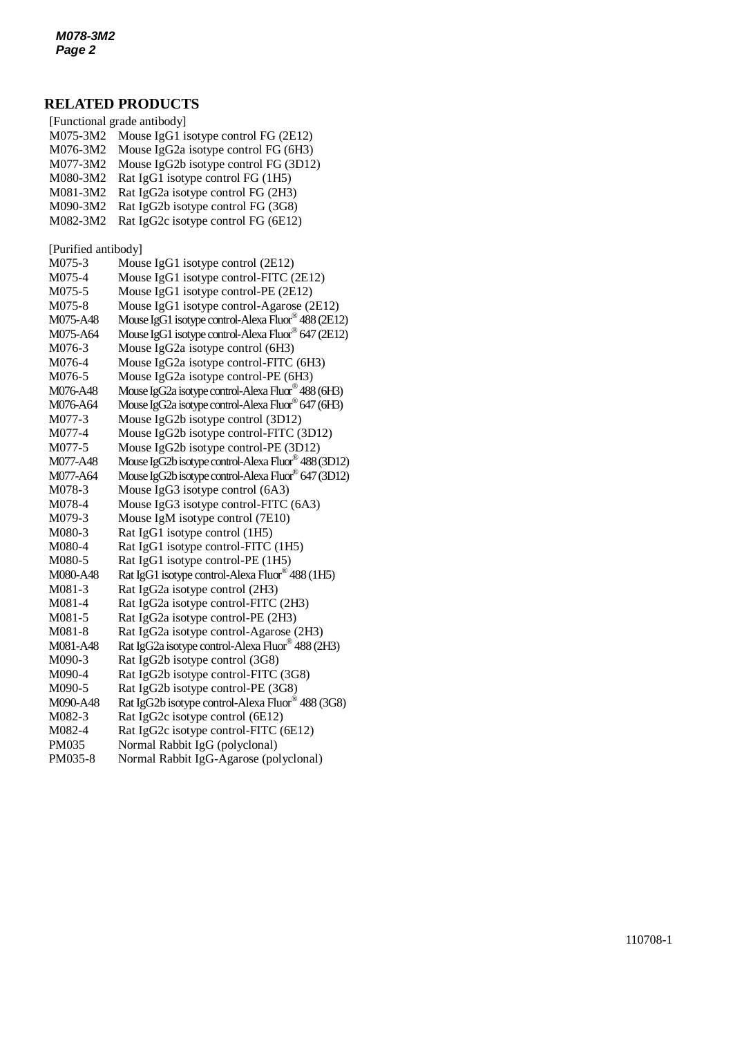## RELATED PRODUCTS

[Functional grade antibody]

| | |
|---|---|
| M075-3M2 | Mouse IgG1 isotype control FG (2E12) |
| M076-3M2 | Mouse IgG2a isotype control FG (6H3) |
| M077-3M2 | Mouse IgG2b isotype control FG (3D12) |
| M080-3M2 | Rat IgG1 isotype control FG (1H5) |
| M081-3M2 | Rat IgG2a isotype control FG (2H3) |
| M090-3M2 | Rat IgG2b isotype control FG (3G8) |
| M082-3M2 | Rat IgG2c isotype control FG (6E12) |

[Purified antibody]

| | |
|---|---|
| M075-3 | Mouse IgG1 isotype control (2E12) |
| M075-4 | Mouse IgG1 isotype control-FITC (2E12) |
| M075-5 | Mouse IgG1 isotype control-PE (2E12) |
| M075-8 | Mouse IgG1 isotype control-Agarose (2E12) |
| M075-A48 | Mouse IgG1 isotype control-Alexa Fluor® 488 (2E12) |
| M075-A64 | Mouse IgG1 isotype control-Alexa Fluor® 647 (2E12) |
| M076-3 | Mouse IgG2a isotype control (6H3) |
| M076-4 | Mouse IgG2a isotype control-FITC (6H3) |
| M076-5 | Mouse IgG2a isotype control-PE (6H3) |
| M076-A48 | Mouse IgG2a isotype control-Alexa Fluor® 488 (6H3) |
| M076-A64 | Mouse IgG2a isotype control-Alexa Fluor® 647 (6H3) |
| M077-3 | Mouse IgG2b isotype control (3D12) |
| M077-4 | Mouse IgG2b isotype control-FITC (3D12) |
| M077-5 | Mouse IgG2b isotype control-PE (3D12) |
| M077-A48 | Mouse IgG2b isotype control-Alexa Fluor® 488 (3D12) |
| M077-A64 | Mouse IgG2b isotype control-Alexa Fluor® 647 (3D12) |
| M078-3 | Mouse IgG3 isotype control (6A3) |
| M078-4 | Mouse IgG3 isotype control-FITC (6A3) |
| M079-3 | Mouse IgM isotype control (7E10) |
| M080-3 | Rat IgG1 isotype control (1H5) |
| M080-4 | Rat IgG1 isotype control-FITC (1H5) |
| M080-5 | Rat IgG1 isotype control-PE (1H5) |
| M080-A48 | Rat IgG1 isotype control-Alexa Fluor® 488 (1H5) |
| M081-3 | Rat IgG2a isotype control (2H3) |
| M081-4 | Rat IgG2a isotype control-FITC (2H3) |
| M081-5 | Rat IgG2a isotype control-PE (2H3) |
| M081-8 | Rat IgG2a isotype control-Agarose (2H3) |
| M081-A48 | Rat IgG2a isotype control-Alexa Fluor® 488 (2H3) |
| M090-3 | Rat IgG2b isotype control (3G8) |
| M090-4 | Rat IgG2b isotype control-FITC (3G8) |
| M090-5 | Rat IgG2b isotype control-PE (3G8) |
| M090-A48 | Rat IgG2b isotype control-Alexa Fluor® 488 (3G8) |
| M082-3 | Rat IgG2c isotype control (6E12) |
| M082-4 | Rat IgG2c isotype control-FITC (6E12) |
| PM035 | Normal Rabbit IgG (polyclonal) |
| PM035-8 | Normal Rabbit IgG-Agarose (polyclonal) |

110708-1